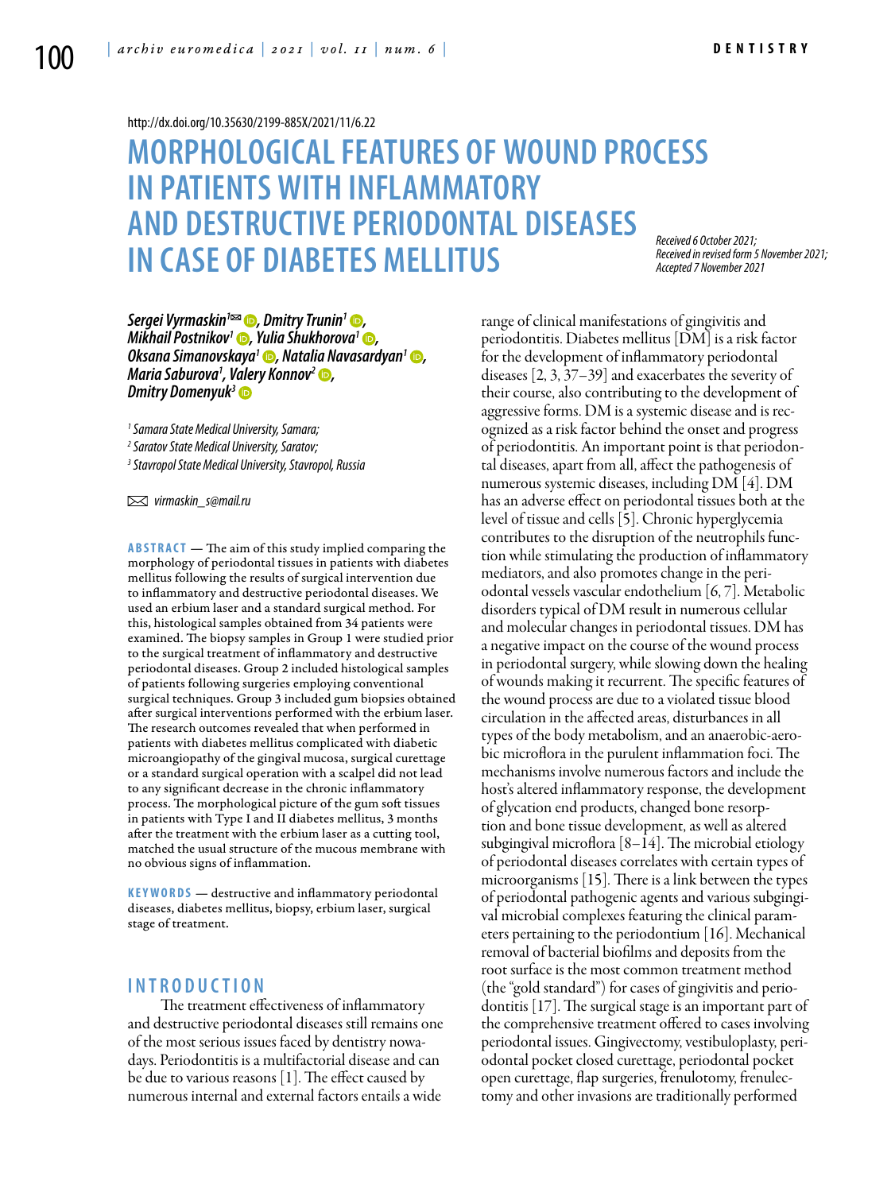http://dx.doi.org/10.35630/2199-885X/2021/11/6.22

# MORPHOLOGICAL FEATURES OF WOUND PROCESS IN PATIENTS WITH INFLAMMATORY AND DESTRUCTIVE PERIODONTAL DISEASES IN CASE OF DIABETES MELLITUS

*Received 6 October 2021; Received in revised form 5 November 2021; Accepted 7 November 2021*

***Sergei Vyrmaskin[1]✉, Dmitry Trunin[1], Mikhail Postnikov[1], Yulia Shukhorova[1], Oksana Simanovskaya[1], Natalia Navasardyan[1], Maria Saburova[1], Valery Konnov[2], Dmitry Domenyuk[3]***

*[1] Samara State Medical University, Samara;*
*[2] Saratov State Medical University, Saratov;*
*[3] Stavropol State Medical University, Stavropol, Russia*

✉ *virmaskin_s@mail.ru*

**ABSTRACT** — The aim of this study implied comparing the morphology of periodontal tissues in patients with diabetes mellitus following the results of surgical intervention due to inflammatory and destructive periodontal diseases. We used an erbium laser and a standard surgical method. For this, histological samples obtained from 34 patients were examined. The biopsy samples in Group 1 were studied prior to the surgical treatment of inflammatory and destructive periodontal diseases. Group 2 included histological samples of patients following surgeries employing conventional surgical techniques. Group 3 included gum biopsies obtained after surgical interventions performed with the erbium laser. The research outcomes revealed that when performed in patients with diabetes mellitus complicated with diabetic microangiopathy of the gingival mucosa, surgical curettage or a standard surgical operation with a scalpel did not lead to any significant decrease in the chronic inflammatory process. The morphological picture of the gum soft tissues in patients with Type I and II diabetes mellitus, 3 months after the treatment with the erbium laser as a cutting tool, matched the usual structure of the mucous membrane with no obvious signs of inflammation.

**KEYWORDS** — destructive and inflammatory periodontal diseases, diabetes mellitus, biopsy, erbium laser, surgical stage of treatment.

## INTRODUCTION

The treatment effectiveness of inflammatory and destructive periodontal diseases still remains one of the most serious issues faced by dentistry nowadays. Periodontitis is a multifactorial disease and can be due to various reasons [1]. The effect caused by numerous internal and external factors entails a wide range of clinical manifestations of gingivitis and periodontitis. Diabetes mellitus [DM] is a risk factor for the development of inflammatory periodontal diseases [2, 3, 37–39] and exacerbates the severity of their course, also contributing to the development of aggressive forms. DM is a systemic disease and is recognized as a risk factor behind the onset and progress of periodontitis. An important point is that periodontal diseases, apart from all, affect the pathogenesis of numerous systemic diseases, including DM [4]. DM has an adverse effect on periodontal tissues both at the level of tissue and cells [5]. Chronic hyperglycemia contributes to the disruption of the neutrophils function while stimulating the production of inflammatory mediators, and also promotes change in the periodontal vessels vascular endothelium [6, 7]. Metabolic disorders typical of DM result in numerous cellular and molecular changes in periodontal tissues. DM has a negative impact on the course of the wound process in periodontal surgery, while slowing down the healing of wounds making it recurrent. The specific features of the wound process are due to a violated tissue blood circulation in the affected areas, disturbances in all types of the body metabolism, and an anaerobic-aerobic microflora in the purulent inflammation foci. The mechanisms involve numerous factors and include the host's altered inflammatory response, the development of glycation end products, changed bone resorption and bone tissue development, as well as altered subgingival microflora [8–14]. The microbial etiology of periodontal diseases correlates with certain types of microorganisms [15]. There is a link between the types of periodontal pathogenic agents and various subgingival microbial complexes featuring the clinical parameters pertaining to the periodontium [16]. Mechanical removal of bacterial biofilms and deposits from the root surface is the most common treatment method (the "gold standard") for cases of gingivitis and periodontitis [17]. The surgical stage is an important part of the comprehensive treatment offered to cases involving periodontal issues. Gingivectomy, vestibuloplasty, periodontal pocket closed curettage, periodontal pocket open curettage, flap surgeries, frenulotomy, frenulectomy and other invasions are traditionally performed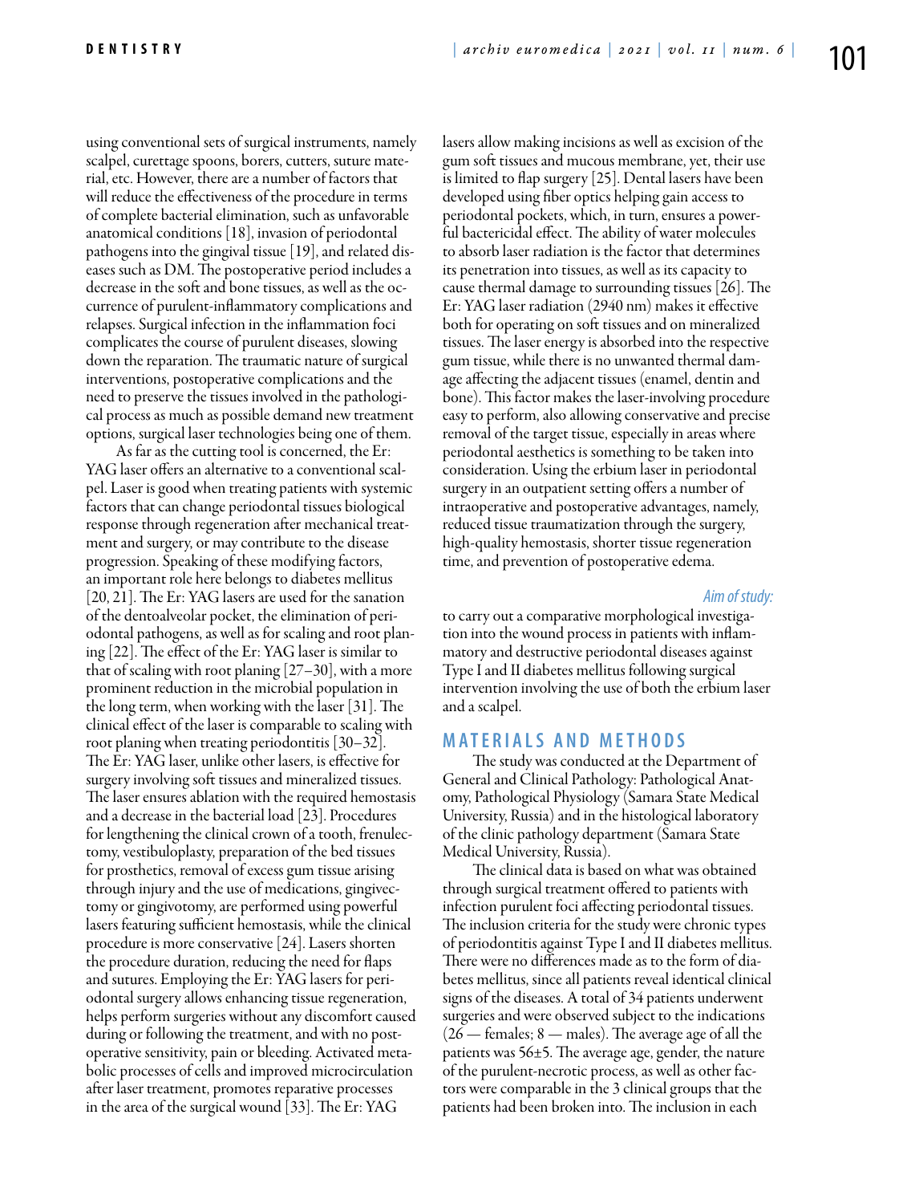using conventional sets of surgical instruments, namely scalpel, curettage spoons, borers, cutters, suture material, etc. However, there are a number of factors that will reduce the effectiveness of the procedure in terms of complete bacterial elimination, such as unfavorable anatomical conditions [18], invasion of periodontal pathogens into the gingival tissue [19], and related diseases such as DM. The postoperative period includes a decrease in the soft and bone tissues, as well as the occurrence of purulent-inflammatory complications and relapses. Surgical infection in the inflammation foci complicates the course of purulent diseases, slowing down the reparation. The traumatic nature of surgical interventions, postoperative complications and the need to preserve the tissues involved in the pathological process as much as possible demand new treatment options, surgical laser technologies being one of them.

As far as the cutting tool is concerned, the Er: YAG laser offers an alternative to a conventional scalpel. Laser is good when treating patients with systemic factors that can change periodontal tissues biological response through regeneration after mechanical treatment and surgery, or may contribute to the disease progression. Speaking of these modifying factors, an important role here belongs to diabetes mellitus [20, 21]. The Er: YAG lasers are used for the sanation of the dentoalveolar pocket, the elimination of periodontal pathogens, as well as for scaling and root planing [22]. The effect of the Er: YAG laser is similar to that of scaling with root planing [27–30], with a more prominent reduction in the microbial population in the long term, when working with the laser [31]. The clinical effect of the laser is comparable to scaling with root planing when treating periodontitis [30–32]. The Er: YAG laser, unlike other lasers, is effective for surgery involving soft tissues and mineralized tissues. The laser ensures ablation with the required hemostasis and a decrease in the bacterial load [23]. Procedures for lengthening the clinical crown of a tooth, frenulectomy, vestibuloplasty, preparation of the bed tissues for prosthetics, removal of excess gum tissue arising through injury and the use of medications, gingivectomy or gingivotomy, are performed using powerful lasers featuring sufficient hemostasis, while the clinical procedure is more conservative [24]. Lasers shorten the procedure duration, reducing the need for flaps and sutures. Employing the Er: YAG lasers for periodontal surgery allows enhancing tissue regeneration, helps perform surgeries without any discomfort caused during or following the treatment, and with no postoperative sensitivity, pain or bleeding. Activated metabolic processes of cells and improved microcirculation after laser treatment, promotes reparative processes in the area of the surgical wound [33]. The Er: YAG lasers allow making incisions as well as excision of the gum soft tissues and mucous membrane, yet, their use is limited to flap surgery [25]. Dental lasers have been developed using fiber optics helping gain access to periodontal pockets, which, in turn, ensures a powerful bactericidal effect. The ability of water molecules to absorb laser radiation is the factor that determines its penetration into tissues, as well as its capacity to cause thermal damage to surrounding tissues [26]. The Er: YAG laser radiation (2940 nm) makes it effective both for operating on soft tissues and on mineralized tissues. The laser energy is absorbed into the respective gum tissue, while there is no unwanted thermal damage affecting the adjacent tissues (enamel, dentin and bone). This factor makes the laser-involving procedure easy to perform, also allowing conservative and precise removal of the target tissue, especially in areas where periodontal aesthetics is something to be taken into consideration. Using the erbium laser in periodontal surgery in an outpatient setting offers a number of intraoperative and postoperative advantages, namely, reduced tissue traumatization through the surgery, high-quality hemostasis, shorter tissue regeneration time, and prevention of postoperative edema.

*Aim of study:*

to carry out a comparative morphological investigation into the wound process in patients with inflammatory and destructive periodontal diseases against Type I and II diabetes mellitus following surgical intervention involving the use of both the erbium laser and a scalpel.

## MATERIALS AND METHODS

The study was conducted at the Department of General and Clinical Pathology: Pathological Anatomy, Pathological Physiology (Samara State Medical University, Russia) and in the histological laboratory of the clinic pathology department (Samara State Medical University, Russia).

The clinical data is based on what was obtained through surgical treatment offered to patients with infection purulent foci affecting periodontal tissues. The inclusion criteria for the study were chronic types of periodontitis against Type I and II diabetes mellitus. There were no differences made as to the form of diabetes mellitus, since all patients reveal identical clinical signs of the diseases. A total of 34 patients underwent surgeries and were observed subject to the indications (26 — females; 8 — males). The average age of all the patients was 56±5. The average age, gender, the nature of the purulent-necrotic process, as well as other factors were comparable in the 3 clinical groups that the patients had been broken into. The inclusion in each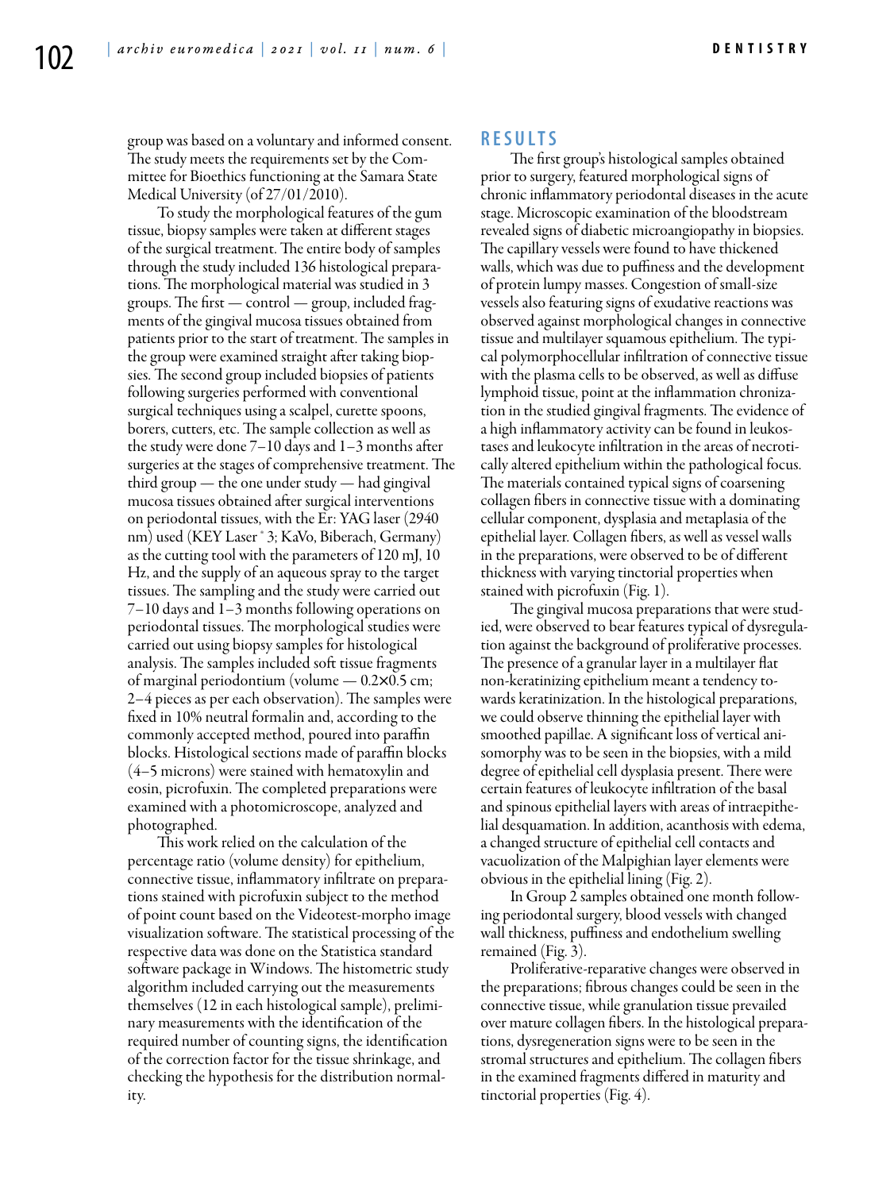group was based on a voluntary and informed consent. The study meets the requirements set by the Committee for Bioethics functioning at the Samara State Medical University (of 27/01/2010).

To study the morphological features of the gum tissue, biopsy samples were taken at different stages of the surgical treatment. The entire body of samples through the study included 136 histological preparations. The morphological material was studied in 3 groups. The first — control — group, included fragments of the gingival mucosa tissues obtained from patients prior to the start of treatment. The samples in the group were examined straight after taking biopsies. The second group included biopsies of patients following surgeries performed with conventional surgical techniques using a scalpel, curette spoons, borers, cutters, etc. The sample collection as well as the study were done 7–10 days and 1–3 months after surgeries at the stages of comprehensive treatment. The third group — the one under study — had gingival mucosa tissues obtained after surgical interventions on periodontal tissues, with the Er: YAG laser (2940 nm) used (KEY Laser ® 3; KaVo, Biberach, Germany) as the cutting tool with the parameters of 120 mJ, 10 Hz, and the supply of an aqueous spray to the target tissues. The sampling and the study were carried out 7–10 days and 1–3 months following operations on periodontal tissues. The morphological studies were carried out using biopsy samples for histological analysis. The samples included soft tissue fragments of marginal periodontium (volume — 0.2×0.5 cm; 2–4 pieces as per each observation). The samples were fixed in 10% neutral formalin and, according to the commonly accepted method, poured into paraffin blocks. Histological sections made of paraffin blocks (4–5 microns) were stained with hematoxylin and eosin, picrofuxin. The completed preparations were examined with a photomicroscope, analyzed and photographed.

This work relied on the calculation of the percentage ratio (volume density) for epithelium, connective tissue, inflammatory infiltrate on preparations stained with picrofuxin subject to the method of point count based on the Videotest-morpho image visualization software. The statistical processing of the respective data was done on the Statistica standard software package in Windows. The histometric study algorithm included carrying out the measurements themselves (12 in each histological sample), preliminary measurements with the identification of the required number of counting signs, the identification of the correction factor for the tissue shrinkage, and checking the hypothesis for the distribution normality.

## RESULTS

The first group's histological samples obtained prior to surgery, featured morphological signs of chronic inflammatory periodontal diseases in the acute stage. Microscopic examination of the bloodstream revealed signs of diabetic microangiopathy in biopsies. The capillary vessels were found to have thickened walls, which was due to puffiness and the development of protein lumpy masses. Congestion of small-size vessels also featuring signs of exudative reactions was observed against morphological changes in connective tissue and multilayer squamous epithelium. The typical polymorphocellular infiltration of connective tissue with the plasma cells to be observed, as well as diffuse lymphoid tissue, point at the inflammation chronization in the studied gingival fragments. The evidence of a high inflammatory activity can be found in leukostases and leukocyte infiltration in the areas of necrotically altered epithelium within the pathological focus. The materials contained typical signs of coarsening collagen fibers in connective tissue with a dominating cellular component, dysplasia and metaplasia of the epithelial layer. Collagen fibers, as well as vessel walls in the preparations, were observed to be of different thickness with varying tinctorial properties when stained with picrofuxin (Fig. 1).

The gingival mucosa preparations that were studied, were observed to bear features typical of dysregulation against the background of proliferative processes. The presence of a granular layer in a multilayer flat non-keratinizing epithelium meant a tendency towards keratinization. In the histological preparations, we could observe thinning the epithelial layer with smoothed papillae. A significant loss of vertical anisomorphy was to be seen in the biopsies, with a mild degree of epithelial cell dysplasia present. There were certain features of leukocyte infiltration of the basal and spinous epithelial layers with areas of intraepithelial desquamation. In addition, acanthosis with edema, a changed structure of epithelial cell contacts and vacuolization of the Malpighian layer elements were obvious in the epithelial lining (Fig. 2).

In Group 2 samples obtained one month following periodontal surgery, blood vessels with changed wall thickness, puffiness and endothelium swelling remained (Fig. 3).

Proliferative-reparative changes were observed in the preparations; fibrous changes could be seen in the connective tissue, while granulation tissue prevailed over mature collagen fibers. In the histological preparations, dysregeneration signs were to be seen in the stromal structures and epithelium. The collagen fibers in the examined fragments differed in maturity and tinctorial properties (Fig. 4).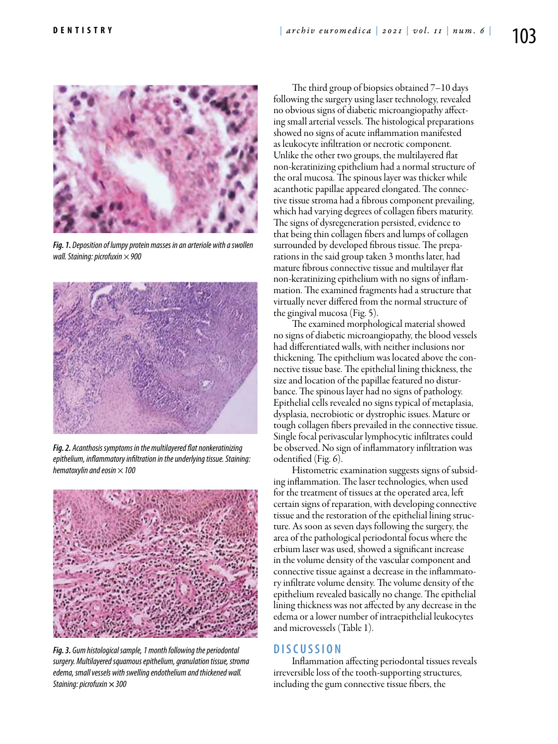*Fig. 1. Deposition of lumpy protein masses in an arteriole with a swollen wall. Staining: picrofuxin × 900*

*Fig. 2. Acanthosis symptoms in the multilayered flat nonkeratinizing epithelium, inflammatory infiltration in the underlying tissue. Staining: hematoxylin and eosin × 100*

*Fig. 3. Gum histological sample, 1 month following the periodontal surgery. Multilayered squamous epithelium, granulation tissue, stroma edema, small vessels with swelling endothelium and thickened wall. Staining: picrofuxin × 300*

The third group of biopsies obtained 7–10 days following the surgery using laser technology, revealed no obvious signs of diabetic microangiopathy affecting small arterial vessels. The histological preparations showed no signs of acute inflammation manifested as leukocyte infiltration or necrotic component. Unlike the other two groups, the multilayered flat non-keratinizing epithelium had a normal structure of the oral mucosa. The spinous layer was thicker while acanthotic papillae appeared elongated. The connective tissue stroma had a fibrous component prevailing, which had varying degrees of collagen fibers maturity. The signs of dysregeneration persisted, evidence to that being thin collagen fibers and lumps of collagen surrounded by developed fibrous tissue. The preparations in the said group taken 3 months later, had mature fibrous connective tissue and multilayer flat non-keratinizing epithelium with no signs of inflammation. The examined fragments had a structure that virtually never differed from the normal structure of the gingival mucosa (Fig. 5).

The examined morphological material showed no signs of diabetic microangiopathy, the blood vessels had differentiated walls, with neither inclusions nor thickening. The epithelium was located above the connective tissue base. The epithelial lining thickness, the size and location of the papillae featured no disturbance. The spinous layer had no signs of pathology. Epithelial cells revealed no signs typical of metaplasia, dysplasia, necrobiotic or dystrophic issues. Mature or tough collagen fibers prevailed in the connective tissue. Single focal perivascular lymphocytic infiltrates could be observed. No sign of inflammatory infiltration was odentified (Fig. 6).

Histometric examination suggests signs of subsiding inflammation. The laser technologies, when used for the treatment of tissues at the operated area, left certain signs of reparation, with developing connective tissue and the restoration of the epithelial lining structure. As soon as seven days following the surgery, the area of the pathological periodontal focus where the erbium laser was used, showed a significant increase in the volume density of the vascular component and connective tissue against a decrease in the inflammatory infiltrate volume density. The volume density of the epithelium revealed basically no change. The epithelial lining thickness was not affected by any decrease in the edema or a lower number of intraepithelial leukocytes and microvessels (Table 1).

## DISCUSSION

Inflammation affecting periodontal tissues reveals irreversible loss of the tooth-supporting structures, including the gum connective tissue fibers, the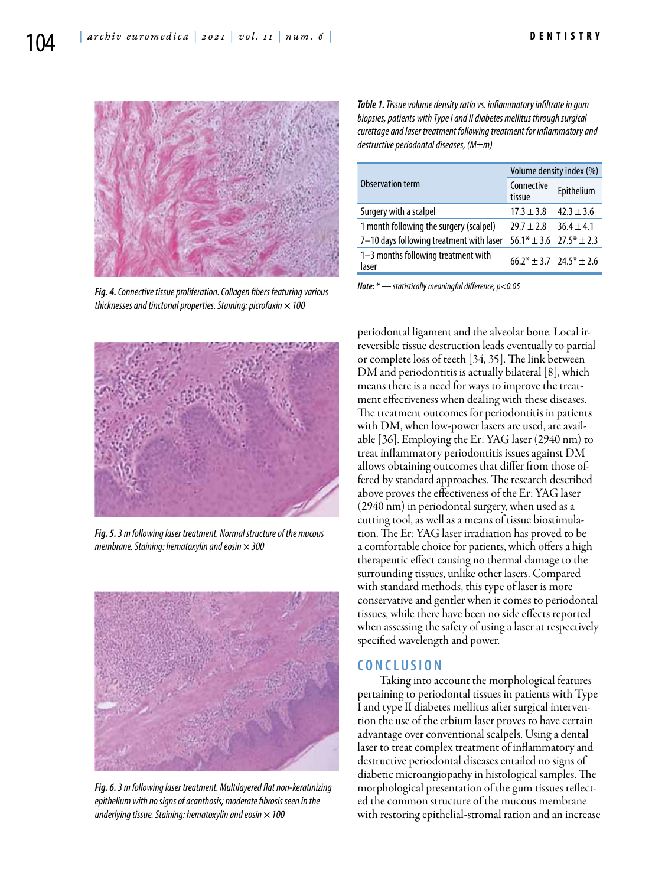*Fig. 4. Connective tissue proliferation. Collagen fibers featuring various thicknesses and tinctorial properties. Staining: picrofuxin × 100*

*Fig. 5. 3 m following laser treatment. Normal structure of the mucous membrane. Staining: hematoxylin and eosin × 300*

*Fig. 6. 3 m following laser treatment. Multilayered flat non-keratinizing epithelium with no signs of acanthosis; moderate fibrosis seen in the underlying tissue. Staining: hematoxylin and eosin × 100*

***Table 1.** Tissue volume density ratio vs. inflammatory infiltrate in gum biopsies, patients with Type I and II diabetes mellitus through surgical curettage and laser treatment following treatment for inflammatory and destructive periodontal diseases, (M±m)*

| Observation term | Volume density index (%) | |
|---|---|---|
| | Connective tissue | Epithelium |
| Surgery with a scalpel | 17.3 ± 3.8 | 42.3 ± 3.6 |
| 1 month following the surgery (scalpel) | 29.7 ± 2.8 | 36.4 ± 4.1 |
| 7–10 days following treatment with laser | 56.1* ± 3.6 | 27.5* ± 2.3 |
| 1–3 months following treatment with laser | 66.2* ± 3.7 | 24.5* ± 2.6 |

*Note: * — statistically meaningful difference, p<0.05*

periodontal ligament and the alveolar bone. Local irreversible tissue destruction leads eventually to partial or complete loss of teeth [34, 35]. The link between DM and periodontitis is actually bilateral [8], which means there is a need for ways to improve the treatment effectiveness when dealing with these diseases. The treatment outcomes for periodontitis in patients with DM, when low-power lasers are used, are available [36]. Employing the Er: YAG laser (2940 nm) to treat inflammatory periodontitis issues against DM allows obtaining outcomes that differ from those offered by standard approaches. The research described above proves the effectiveness of the Er: YAG laser (2940 nm) in periodontal surgery, when used as a cutting tool, as well as a means of tissue biostimulation. The Er: YAG laser irradiation has proved to be a comfortable choice for patients, which offers a high therapeutic effect causing no thermal damage to the surrounding tissues, unlike other lasers. Compared with standard methods, this type of laser is more conservative and gentler when it comes to periodontal tissues, while there have been no side effects reported when assessing the safety of using a laser at respectively specified wavelength and power.

## CONCLUSION

Taking into account the morphological features pertaining to periodontal tissues in patients with Type I and type II diabetes mellitus after surgical intervention the use of the erbium laser proves to have certain advantage over conventional scalpels. Using a dental laser to treat complex treatment of inflammatory and destructive periodontal diseases entailed no signs of diabetic microangiopathy in histological samples. The morphological presentation of the gum tissues reflected the common structure of the mucous membrane with restoring epithelial-stromal ration and an increase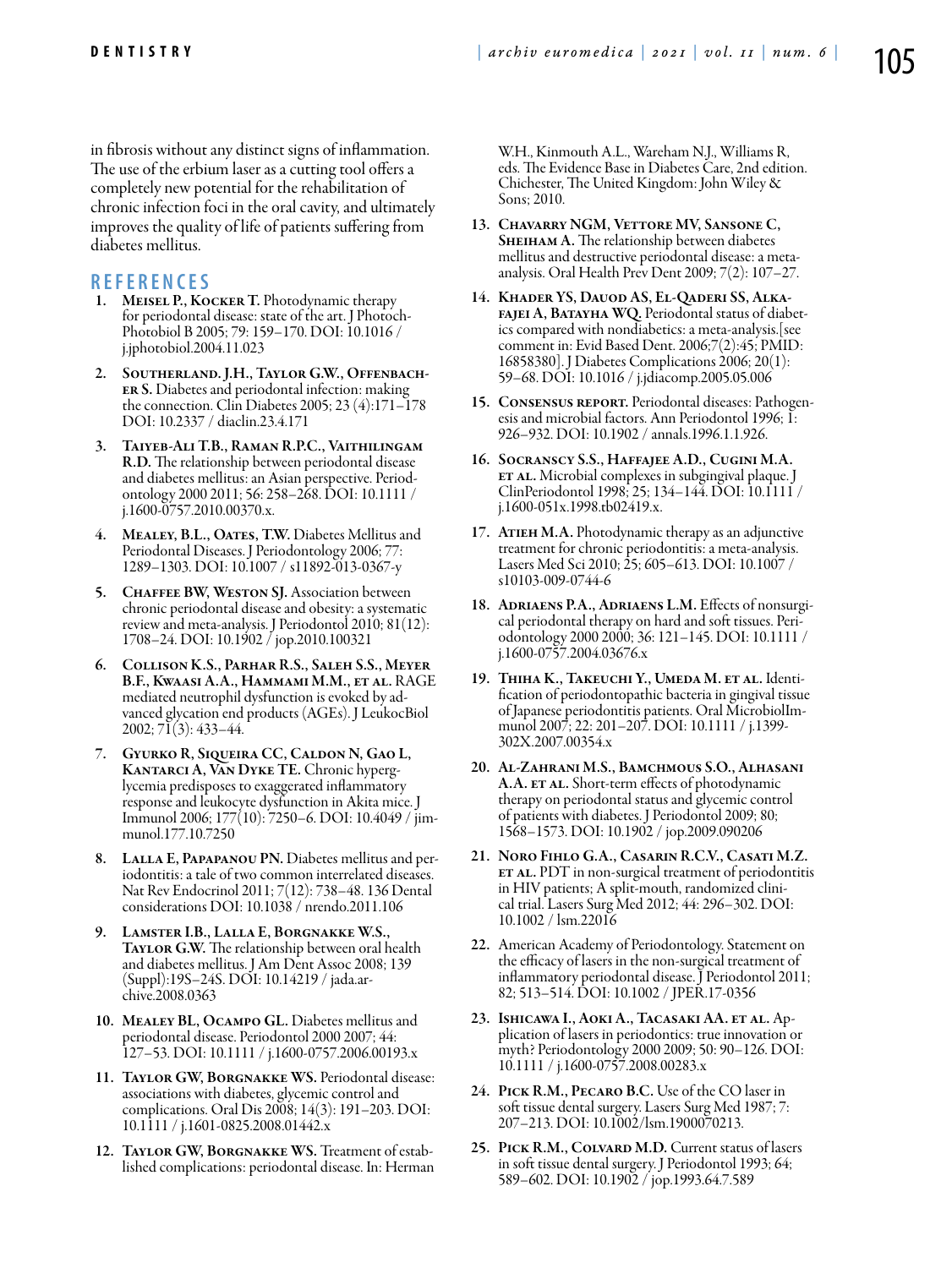in fibrosis without any distinct signs of inflammation. The use of the erbium laser as a cutting tool offers a completely new potential for the rehabilitation of chronic infection foci in the oral cavity, and ultimately improves the quality of life of patients suffering from diabetes mellitus.

## REFERENCES

1. **Meisel P., Kocker T.** Photodynamic therapy for periodontal disease: state of the art. J Photochem Photobiol B 2005; 79: 159–170. DOI: 10.1016 / j.jphotobiol.2004.11.023
2. **Southerland. J.H., Taylor G.W., Offenbacher S.** Diabetes and periodontal infection: making the connection. Clin Diabetes 2005; 23 (4):171–178 DOI: 10.2337 / diaclin.23.4.171
3. **Taiyeb-Ali T.B., Raman R.P.C., Vaithilingam R.D.** The relationship between periodontal disease and diabetes mellitus: an Asian perspective. Periodontology 2000 2011; 56: 258–268. DOI: 10.1111 / j.1600-0757.2010.00370.x.
4. **Mealey, B.L., Oates, T.W.** Diabetes Mellitus and Periodontal Diseases. J Periodontology 2006; 77: 1289–1303. DOI: 10.1007 / s11892-013-0367-y
5. **Chaffee BW, Weston SJ.** Association between chronic periodontal disease and obesity: a systematic review and meta-analysis. J Periodontol 2010; 81(12): 1708–24. DOI: 10.1902 / jop.2010.100321
6. **Collison K.S., Parhar R.S., Saleh S.S., Meyer B.F., Kwaasi A.A., Hammami M.M., et al.** RAGE mediated neutrophil dysfunction is evoked by advanced glycation end products (AGEs). J LeukocBiol 2002; 71(3): 433–44.
7. **Gyurko R, Siqueira CC, Caldon N, Gao L, Kantarci A, Van Dyke TE.** Chronic hyperglycemia predisposes to exaggerated inflammatory response and leukocyte dysfunction in Akita mice. J Immunol 2006; 177(10): 7250–6. DOI: 10.4049 / jimmunol.177.10.7250
8. **Lalla E, Papapanou PN.** Diabetes mellitus and periodontitis: a tale of two common interrelated diseases. Nat Rev Endocrinol 2011; 7(12): 738–48. 136 Dental considerations DOI: 10.1038 / nrendo.2011.106
9. **Lamster I.B., Lalla E, Borgnakke W.S., Taylor G.W.** The relationship between oral health and diabetes mellitus. J Am Dent Assoc 2008; 139 (Suppl):19S–24S. DOI: 10.14219 / jada.archive.2008.0363
10. **Mealey BL, Ocampo GL.** Diabetes mellitus and periodontal disease. Periodontol 2000 2007; 44: 127–53. DOI: 10.1111 / j.1600-0757.2006.00193.x
11. **Taylor GW, Borgnakke WS.** Periodontal disease: associations with diabetes, glycemic control and complications. Oral Dis 2008; 14(3): 191–203. DOI: 10.1111 / j.1601-0825.2008.01442.x
12. **Taylor GW, Borgnakke WS.** Treatment of established complications: periodontal disease. In: Herman W.H., Kinmouth A.L., Wareham N.J., Williams R, eds. The Evidence Base in Diabetes Care, 2nd edition. Chichester, The United Kingdom: John Wiley & Sons; 2010.
13. **Chavarry NGM, Vettore MV, Sansone C, Sheiham A.** The relationship between diabetes mellitus and destructive periodontal disease: a meta-analysis. Oral Health Prev Dent 2009; 7(2): 107–27.
14. **Khader YS, Dauod AS, El-Qaderi SS, Alkafajei A, Batayha WQ.** Periodontal status of diabetics compared with nondiabetics: a meta-analysis.[see comment in: Evid Based Dent. 2006;7(2):45; PMID: 16858380]. J Diabetes Complications 2006; 20(1): 59–68. DOI: 10.1016 / j.jdiacomp.2005.05.006
15. **Consensus report.** Periodontal diseases: Pathogenesis and microbial factors. Ann Periodontol 1996; 1: 926–932. DOI: 10.1902 / annals.1996.1.1.926.
16. **Socranscy S.S., Haffajee A.D., Cugini M.A. et al.** Microbial complexes in subgingival plaque. J ClinPeriodontol 1998; 25; 134–144. DOI: 10.1111 / j.1600-051x.1998.tb02419.x.
17. **Atieh M.A.** Photodynamic therapy as an adjunctive treatment for chronic periodontitis: a meta-analysis. Lasers Med Sci 2010; 25; 605–613. DOI: 10.1007 / s10103-009-0744-6
18. **Adriaens P.A., Adriaens L.M.** Effects of nonsurgical periodontal therapy on hard and soft tissues. Periodontology 2000 2000; 36: 121–145. DOI: 10.1111 / j.1600-0757.2004.03676.x
19. **Thiha K., Takeuchi Y., Umeda M. et al.** Identification of periodontopathic bacteria in gingival tissue of Japanese periodontitis patients. Oral MicrobiolImmunol 2007; 22: 201–207. DOI: 10.1111 / j.1399-302X.2007.00354.x
20. **Al-Zahrani M.S., Bamchmous S.O., Alhasani A.A. et al.** Short-term effects of photodynamic therapy on periodontal status and glycemic control of patients with diabetes. J Periodontol 2009; 80; 1568–1573. DOI: 10.1902 / jop.2009.090206
21. **Noro Fihlo G.A., Casarin R.C.V., Casati M.Z. et al.** PDT in non-surgical treatment of periodontitis in HIV patients; A split-mouth, randomized clinical trial. Lasers Surg Med 2012; 44: 296–302. DOI: 10.1002 / lsm.22016
22. American Academy of Periodontology. Statement on the efficacy of lasers in the non-surgical treatment of inflammatory periodontal disease. J Periodontol 2011; 82; 513–514. DOI: 10.1002 / JPER.17-0356
23. **Ishicawa I., Aoki A., Tacasaki AA. et al.** Application of lasers in periodontics: true innovation or myth? Periodontology 2000 2009; 50: 90–126. DOI: 10.1111 / j.1600-0757.2008.00283.x
24. **Pick R.M., Pecaro B.C.** Use of the CO laser in soft tissue dental surgery. Lasers Surg Med 1987; 7: 207–213. DOI: 10.1002/lsm.1900070213.
25. **Pick R.M., Colvard M.D.** Current status of lasers in soft tissue dental surgery. J Periodontol 1993; 64; 589–602. DOI: 10.1902 / jop.1993.64.7.589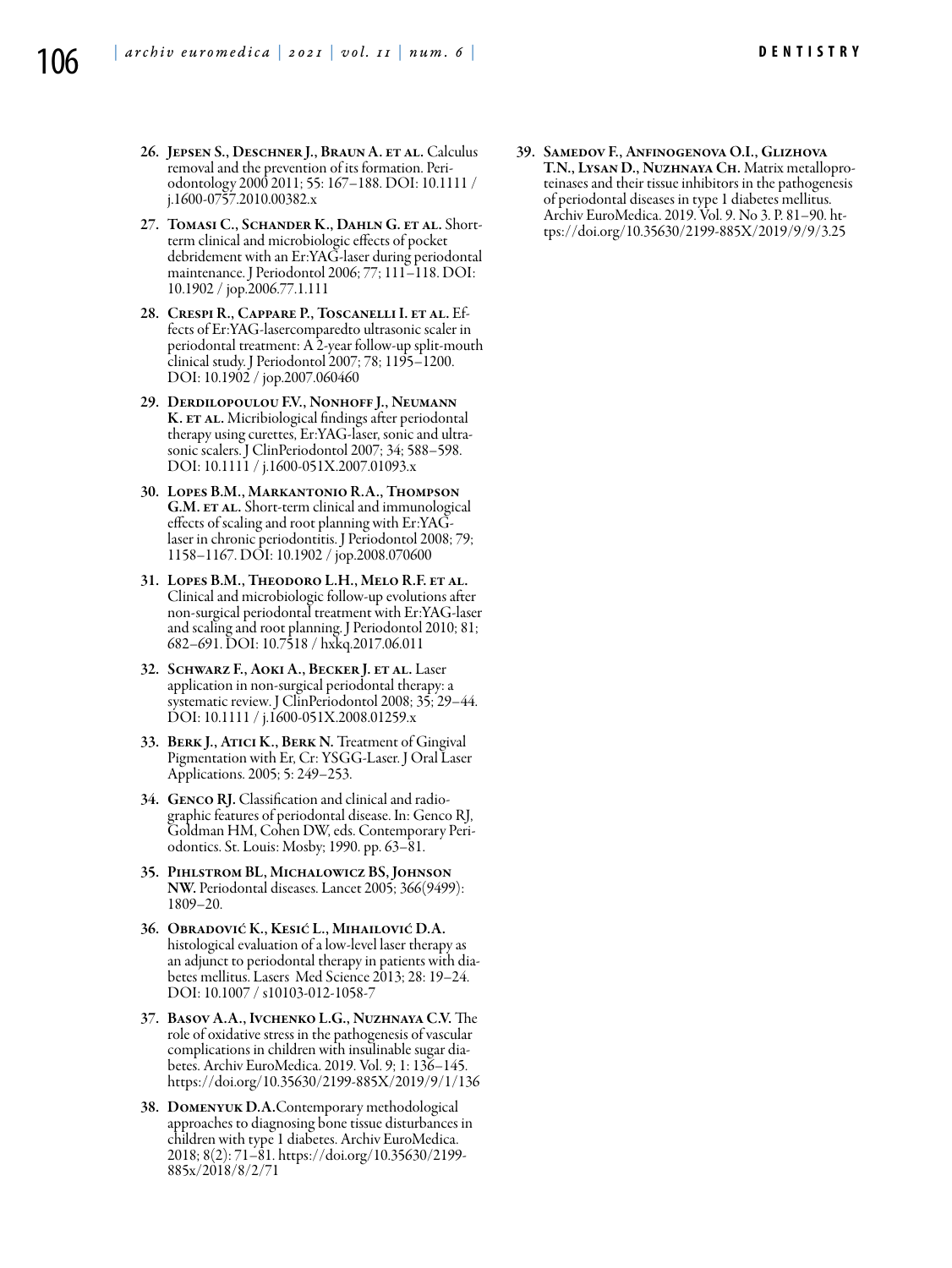26. **Jepsen S., Deschner J., Braun A. et al.** Calculus removal and the prevention of its formation. Periodontology 2000 2011; 55: 167–188. DOI: 10.1111 / j.1600-0757.2010.00382.x

27. **Tomasi C., Schander K., Dahln G. et al.** Short-term clinical and microbiologic effects of pocket debridement with an Er:YAG-laser during periodontal maintenance. J Periodontol 2006; 77; 111–118. DOI: 10.1902 / jop.2006.77.1.111

28. **Crespi R., Cappare P., Toscanelli I. et al.** Effects of Er:YAG-lasercomparedto ultrasonic scaler in periodontal treatment: A 2-year follow-up split-mouth clinical study. J Periodontol 2007; 78; 1195–1200. DOI: 10.1902 / jop.2007.060460

29. **Derdilopoulou F.V., Nonhoff J., Neumann K. et al.** Micribiological findings after periodontal therapy using curettes, Er:YAG-laser, sonic and ultrasonic scalers. J ClinPeriodontol 2007; 34; 588–598. DOI: 10.1111 / j.1600-051X.2007.01093.x

30. **Lopes B.M., Markantonio R.A., Thompson G.M. et al.** Short-term clinical and immunological effects of scaling and root planning with Er:YAG-laser in chronic periodontitis. J Periodontol 2008; 79; 1158–1167. DOI: 10.1902 / jop.2008.070600

31. **Lopes B.M., Theodoro L.H., Melo R.F. et al.** Clinical and microbiologic follow-up evolutions after non-surgical periodontal treatment with Er:YAG-laser and scaling and root planning. J Periodontol 2010; 81; 682–691. DOI: 10.7518 / hxkq.2017.06.011

32. **Schwarz F., Aoki A., Becker J. et al.** Laser application in non-surgical periodontal therapy: a systematic review. J ClinPeriodontol 2008; 35; 29–44. DOI: 10.1111 / j.1600-051X.2008.01259.x

33. **Berk J., Atici K., Berk N.** Treatment of Gingival Pigmentation with Er, Cr: YSGG-Laser. J Oral Laser Applications. 2005; 5: 249–253.

34. **Genco RJ.** Classification and clinical and radiographic features of periodontal disease. In: Genco RJ, Goldman HM, Cohen DW, eds. Contemporary Periodontics. St. Louis: Mosby; 1990. pp. 63–81.

35. **Pihlstrom BL, Michalowicz BS, Johnson NW.** Periodontal diseases. Lancet 2005; 366(9499): 1809–20.

36. **Obradović K., Kesić L., Mihailović D.A.** histological evaluation of a low-level laser therapy as an adjunct to periodontal therapy in patients with diabetes mellitus. Lasers Med Science 2013; 28: 19–24. DOI: 10.1007 / s10103-012-1058-7

37. **Basov A.A., Ivchenko L.G., Nuzhnaya C.V.** The role of oxidative stress in the pathogenesis of vascular complications in children with insulinable sugar diabetes. Archiv EuroMedica. 2019. Vol. 9; 1: 136–145. https://doi.org/10.35630/2199-885X/2019/9/1/136

38. **Domenyuk D.A.**Contemporary methodological approaches to diagnosing bone tissue disturbances in children with type 1 diabetes. Archiv EuroMedica. 2018; 8(2): 71–81. https://doi.org/10.35630/2199-885x/2018/8/2/71

39. **Samedov F., Anfinogenova O.I., Glizhova T.N., Lysan D., Nuzhnaya Ch.** Matrix metalloproteinases and their tissue inhibitors in the pathogenesis of periodontal diseases in type 1 diabetes mellitus. Archiv EuroMedica. 2019. Vol. 9. No 3. P. 81–90. https://doi.org/10.35630/2199-885X/2019/9/9/3.25